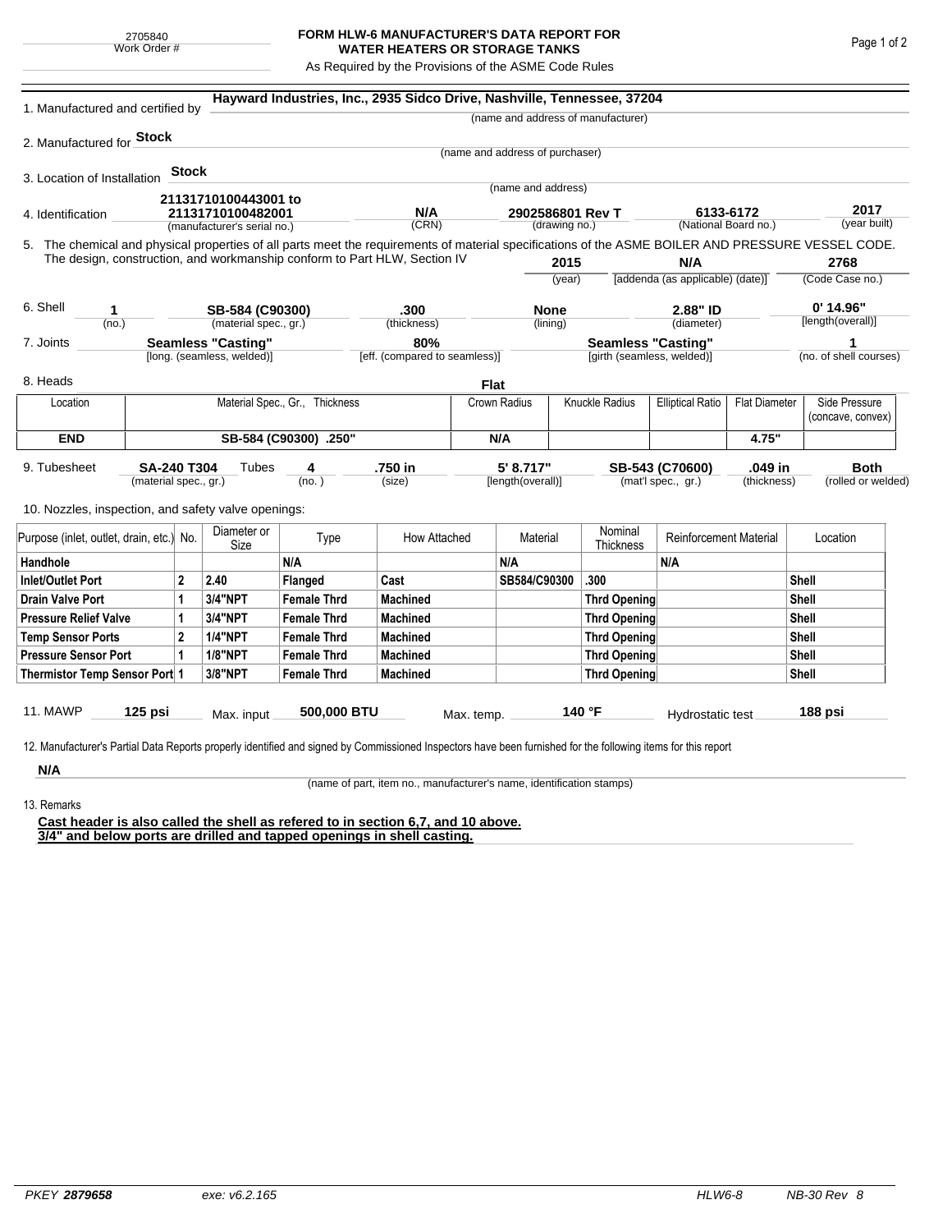2705840
Work Order #

# FORM HLW-6 MANUFACTURER'S DATA REPORT FOR WATER HEATERS OR STORAGE TANKS

As Required by the Provisions of the ASME Code Rules

1. Manufactured and certified by **Hayward Industries, Inc., 2935 Sidco Drive, Nashville, Tennessee, 37204**
(name and address of manufacturer)

2. Manufactured for **Stock**
(name and address of purchaser)

3. Location of Installation **Stock**
(name and address)

4. Identification **21131710100443001 to 21131710100482001** (manufacturer's serial no.) | **N/A** (CRN) | **2902586801 Rev T** (drawing no.) | **6133-6172** (National Board no.) | **2017** (year built)

5. The chemical and physical properties of all parts meet the requirements of material specifications of the ASME BOILER AND PRESSURE VESSEL CODE. The design, construction, and workmanship conform to Part HLW, Section IV **2015** (year) **N/A** [addenda (as applicable) (date)] **2768** (Code Case no.)

6. Shell **1** (no.) | **SB-584 (C90300)** (material spec., gr.) | **.300** (thickness) | **None** (lining) | **2.88" ID** (diameter) | **0' 14.96"** [length(overall)]

7. Joints **Seamless "Casting"** [long. (seamless, welded)] | **80%** [eff. (compared to seamless)] | **Seamless "Casting"** [girth (seamless, welded)] | **1** (no. of shell courses)

8. Heads **Flat**

| Location | Material Spec., Gr., Thickness | Crown Radius | Knuckle Radius | Elliptical Ratio | Flat Diameter | Side Pressure (concave, convex) |
|---|---|---|---|---|---|---|
| **END** | **SB-584 (C90300) .250"** | **N/A** | | | **4.75"** | |

9. Tubesheet **SA-240 T304** (material spec., gr.) Tubes **4** (no.) | **.750 in** (size) | **5' 8.717"** [length(overall)] | **SB-543 (C70600)** (mat'l spec., gr.) | **.049 in** (thickness) | **Both** (rolled or welded)

10. Nozzles, inspection, and safety valve openings:

| Purpose (inlet, outlet, drain, etc.) | No. | Diameter or Size | Type | How Attached | Material | Nominal Thickness | Reinforcement Material | Location |
|---|---|---|---|---|---|---|---|---|
| **Handhole** | | | **N/A** | | **N/A** | | **N/A** | |
| **Inlet/Outlet Port** | **2** | **2.40** | **Flanged** | **Cast** | **SB584/C90300** | **.300** | | **Shell** |
| **Drain Valve Port** | **1** | **3/4"NPT** | **Female Thrd** | **Machined** | | **Thrd Opening** | | **Shell** |
| **Pressure Relief Valve** | **1** | **3/4"NPT** | **Female Thrd** | **Machined** | | **Thrd Opening** | | **Shell** |
| **Temp Sensor Ports** | **2** | **1/4"NPT** | **Female Thrd** | **Machined** | | **Thrd Opening** | | **Shell** |
| **Pressure Sensor Port** | **1** | **1/8"NPT** | **Female Thrd** | **Machined** | | **Thrd Opening** | | **Shell** |
| **Thermistor Temp Sensor Port** | **1** | **3/8"NPT** | **Female Thrd** | **Machined** | | **Thrd Opening** | | **Shell** |

11. MAWP **125 psi** Max. input **500,000 BTU** Max. temp. **140 °F** Hydrostatic test **188 psi**

12. Manufacturer's Partial Data Reports properly identified and signed by Commissioned Inspectors have been furnished for the following items for this report

**N/A**
(name of part, item no., manufacturer's name, identification stamps)

13. Remarks

**Cast header is also called the shell as refered to in section 6,7, and 10 above.**
**3/4" and below ports are drilled and tapped openings in shell casting.**

PKEY **2879658** exe: v6.2.165 HLW6-8 NB-30 Rev 8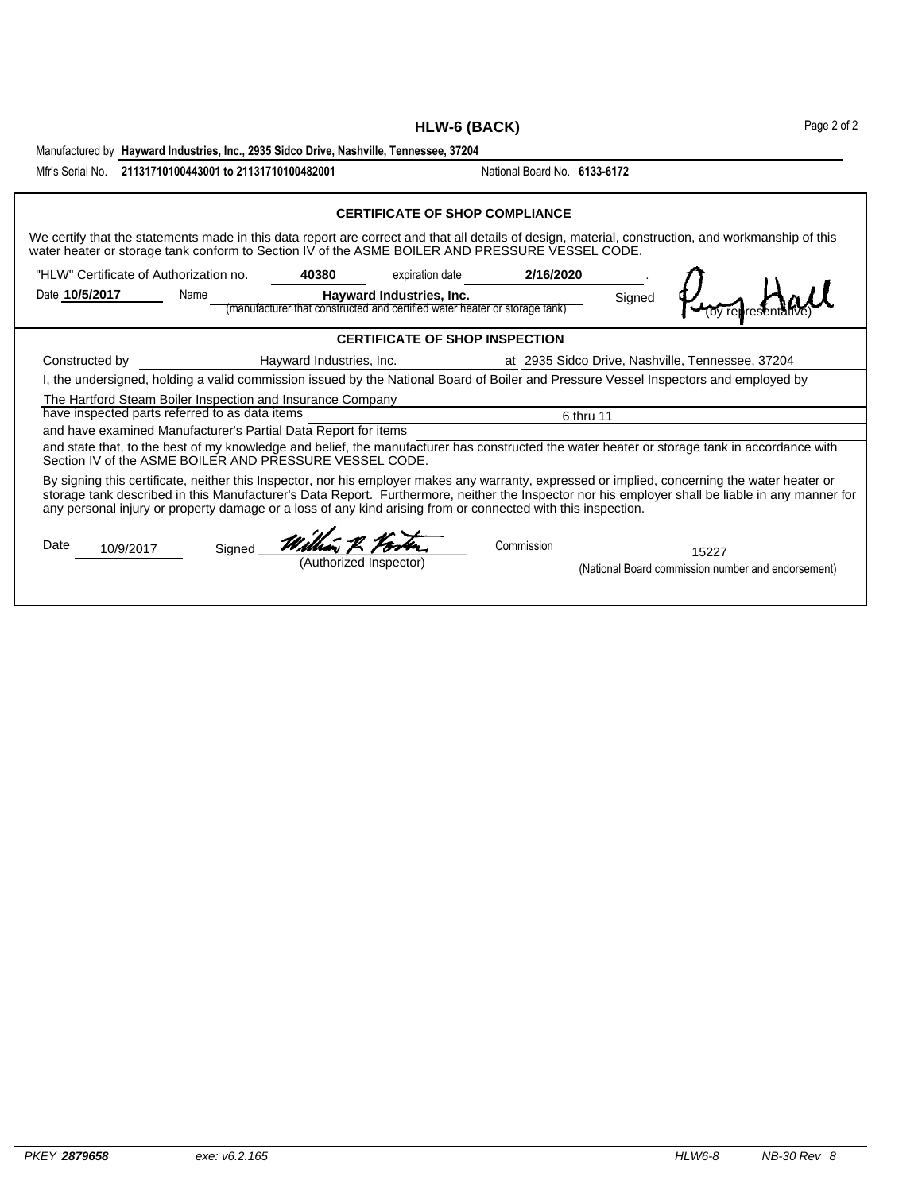# HLW-6 (BACK)

Manufactured by **Hayward Industries, Inc., 2935 Sidco Drive, Nashville, Tennessee, 37204**

Mfr's Serial No. **21131710100443001 to 21131710100482001** National Board No. **6133-6172**

## CERTIFICATE OF SHOP COMPLIANCE

We certify that the statements made in this data report are correct and that all details of design, material, construction, and workmanship of this water heater or storage tank conform to Section IV of the ASME BOILER AND PRESSURE VESSEL CODE.

"HLW" Certificate of Authorization no. **40380** expiration date **2/16/2020**.

Date **10/5/2017** Name **Hayward Industries, Inc.** (manufacturer that constructed and certified water heater or storage tank) Signed [signature] (by representative)

## CERTIFICATE OF SHOP INSPECTION

Constructed by Hayward Industries, Inc. at 2935 Sidco Drive, Nashville, Tennessee, 37204

I, the undersigned, holding a valid commission issued by the National Board of Boiler and Pressure Vessel Inspectors and employed by The Hartford Steam Boiler Inspection and Insurance Company

have inspected parts referred to as data items 6 thru 11

and have examined Manufacturer's Partial Data Report for items

and state that, to the best of my knowledge and belief, the manufacturer has constructed the water heater or storage tank in accordance with Section IV of the ASME BOILER AND PRESSURE VESSEL CODE.

By signing this certificate, neither this Inspector, nor his employer makes any warranty, expressed or implied, concerning the water heater or storage tank described in this Manufacturer's Data Report. Furthermore, neither the Inspector nor his employer shall be liable in any manner for any personal injury or property damage or a loss of any kind arising from or connected with this inspection.

Date 10/9/2017 Signed [signature] (Authorized Inspector) Commission 15227 (National Board commission number and endorsement)

*PKEY 2879658* *exe: v6.2.165* *HLW6-8* *NB-30 Rev 8*